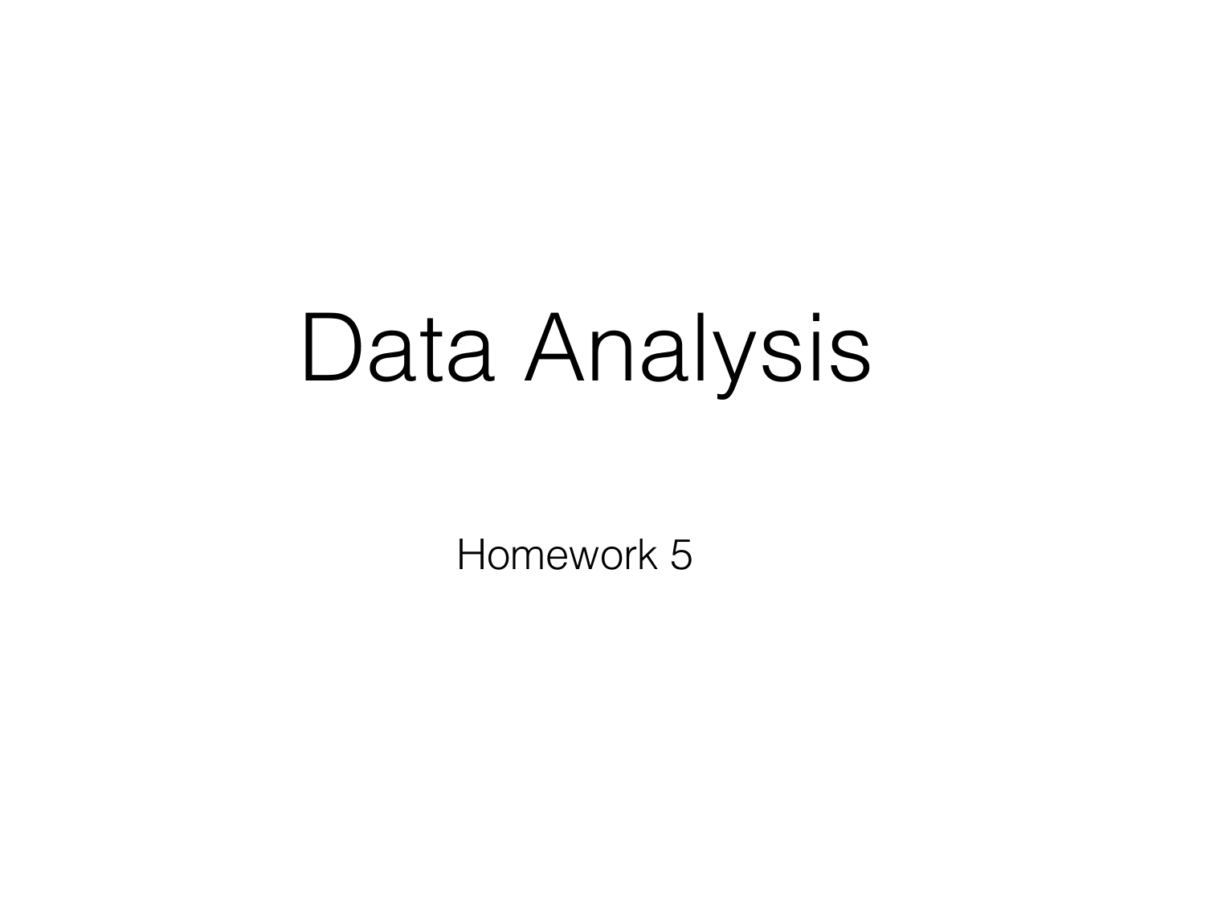# Data Analysis

Homework 5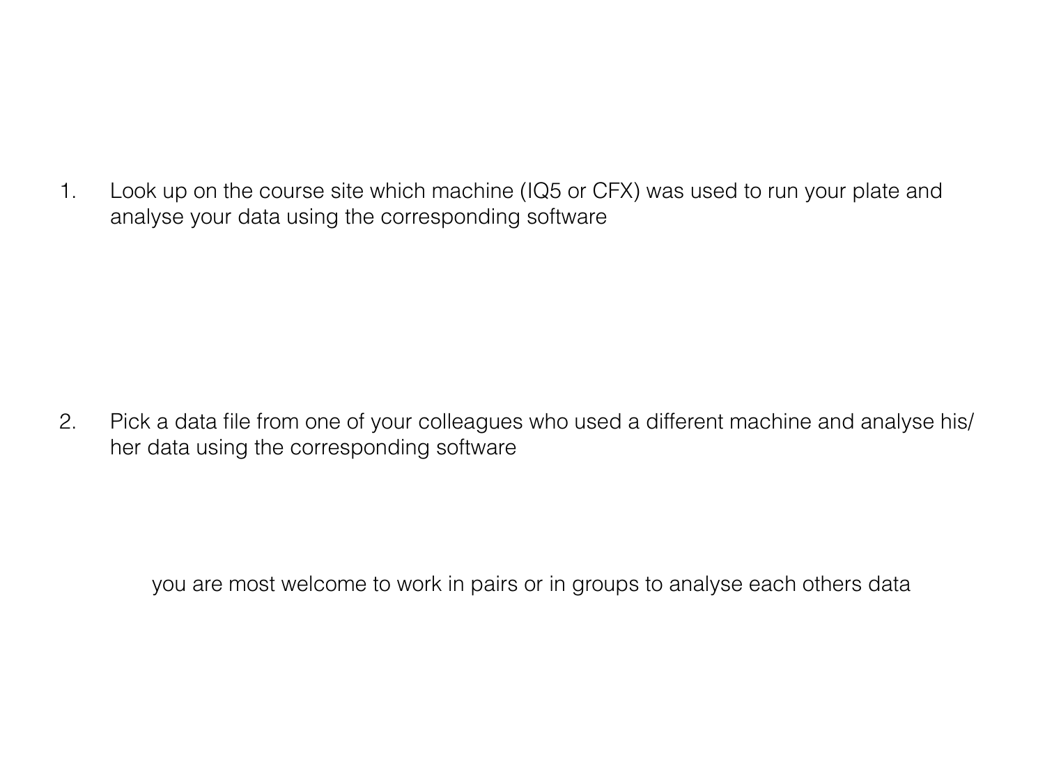1. Look up on the course site which machine (IQ5 or CFX) was used to run your plate and analyse your data using the corresponding software

2. Pick a data file from one of your colleagues who used a different machine and analyse his/her data using the corresponding software

you are most welcome to work in pairs or in groups to analyse each others data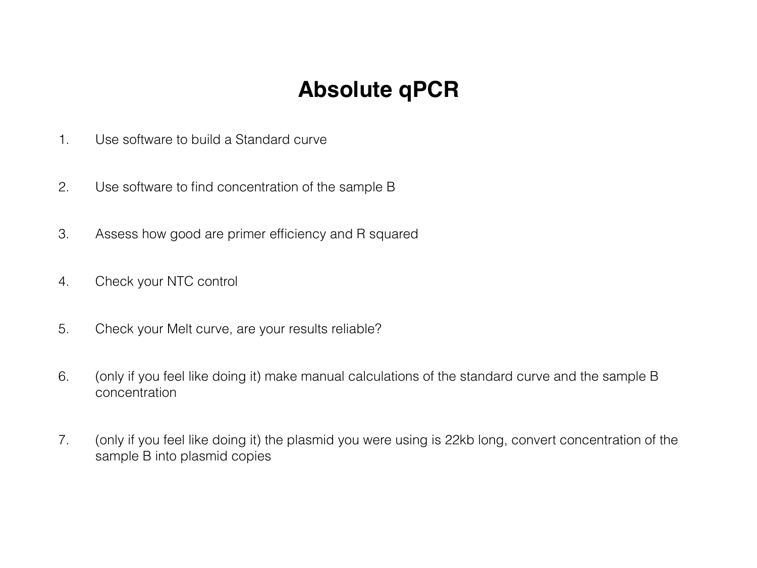# Absolute qPCR

1. Use software to build a Standard curve
2. Use software to find concentration of the sample B
3. Assess how good are primer efficiency and R squared
4. Check your NTC control
5. Check your Melt curve, are your results reliable?
6. (only if you feel like doing it) make manual calculations of the standard curve and the sample B concentration
7. (only if you feel like doing it) the plasmid you were using is 22kb long, convert concentration of the sample B into plasmid copies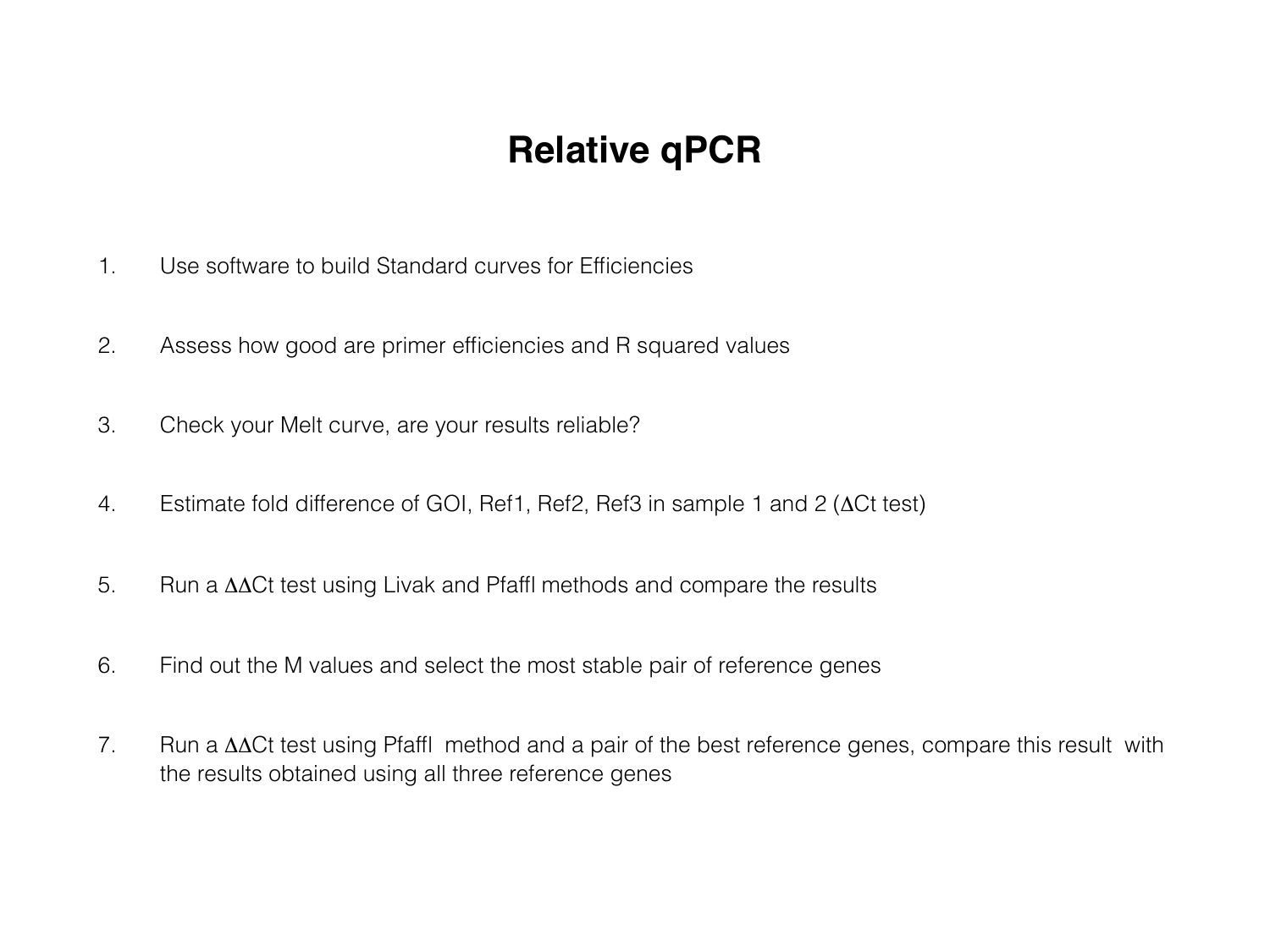# Relative qPCR

1. Use software to build Standard curves for Efficiencies

2. Assess how good are primer efficiencies and R squared values

3. Check your Melt curve, are your results reliable?

4. Estimate fold difference of GOI, Ref1, Ref2, Ref3 in sample 1 and 2 ($\Delta$Ct test)

5. Run a $\Delta\Delta$Ct test using Livak and Pfaffl methods and compare the results

6. Find out the M values and select the most stable pair of reference genes

7. Run a $\Delta\Delta$Ct test using Pfaffl method and a pair of the best reference genes, compare this result with the results obtained using all three reference genes